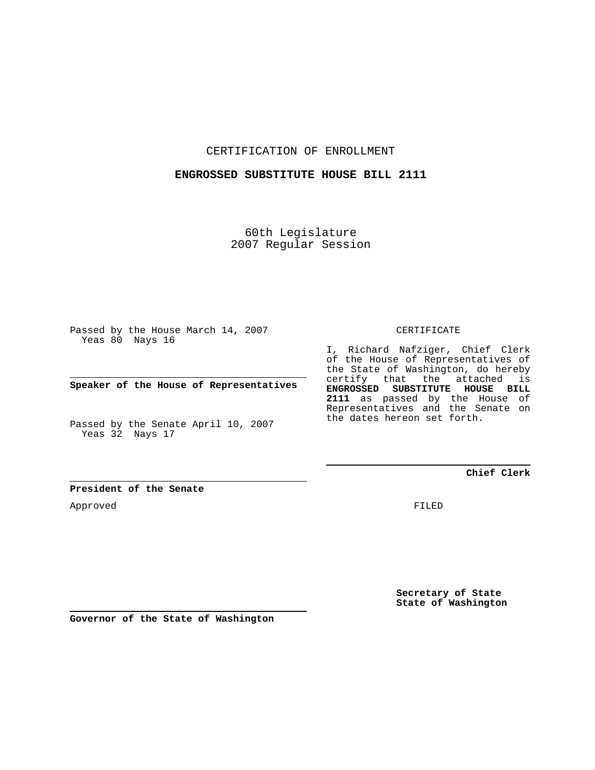CERTIFICATION OF ENROLLMENT

**ENGROSSED SUBSTITUTE HOUSE BILL 2111**

60th Legislature
2007 Regular Session

Passed by the House March 14, 2007
Yeas 80 Nays 16

**Speaker of the House of Representatives**

Passed by the Senate April 10, 2007
Yeas 32 Nays 17

**President of the Senate**

Approved

**Governor of the State of Washington**

CERTIFICATE

I, Richard Nafziger, Chief Clerk of the House of Representatives of the State of Washington, do hereby certify that the attached is **ENGROSSED SUBSTITUTE HOUSE BILL 2111** as passed by the House of Representatives and the Senate on the dates hereon set forth.

**Chief Clerk**

FILED

**Secretary of State**
**State of Washington**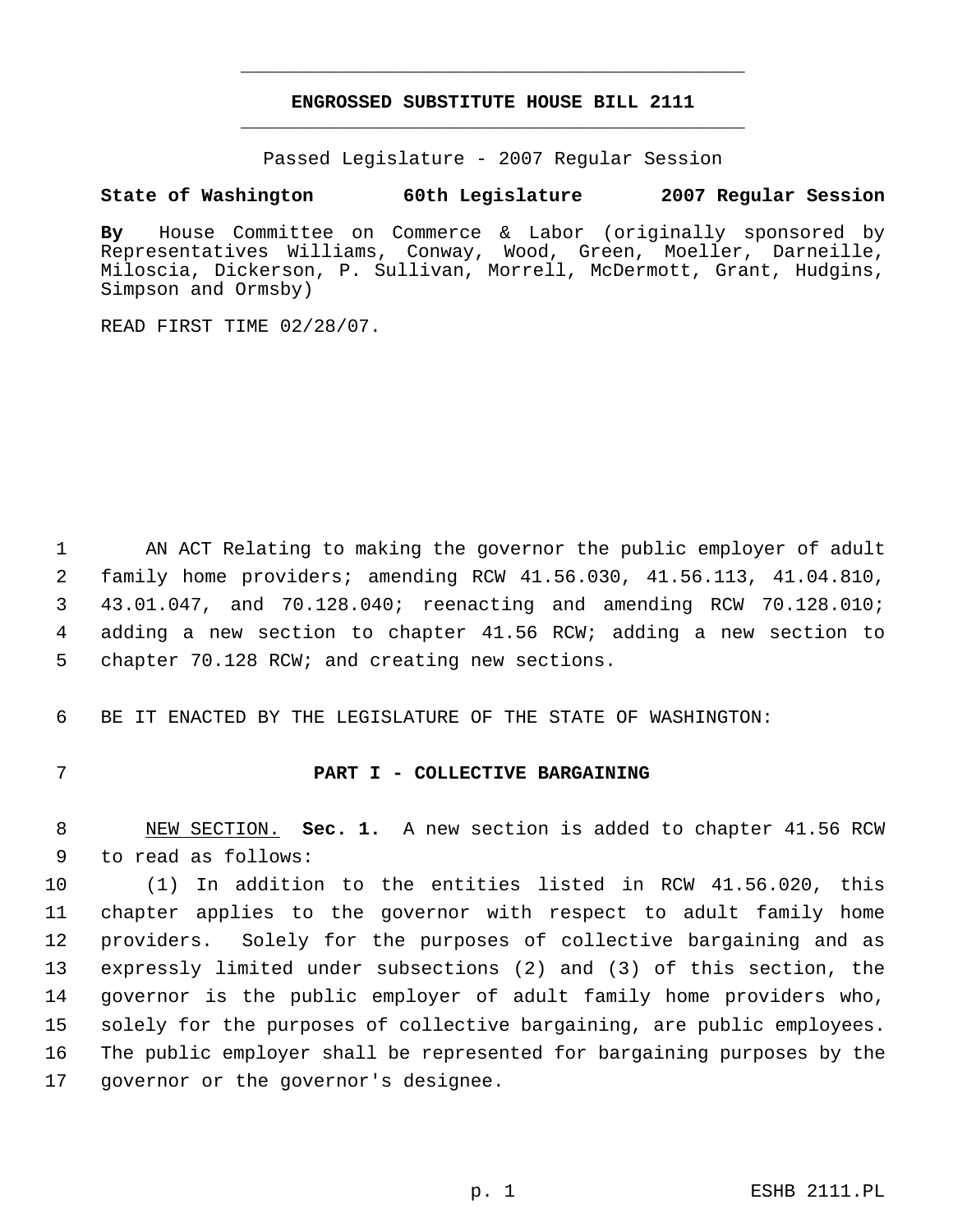# ENGROSSED SUBSTITUTE HOUSE BILL 2111

Passed Legislature - 2007 Regular Session

**State of Washington 60th Legislature 2007 Regular Session**

**By** House Committee on Commerce & Labor (originally sponsored by Representatives Williams, Conway, Wood, Green, Moeller, Darneille, Miloscia, Dickerson, P. Sullivan, Morrell, McDermott, Grant, Hudgins, Simpson and Ormsby)

READ FIRST TIME 02/28/07.

AN ACT Relating to making the governor the public employer of adult family home providers; amending RCW 41.56.030, 41.56.113, 41.04.810, 43.01.047, and 70.128.040; reenacting and amending RCW 70.128.010; adding a new section to chapter 41.56 RCW; adding a new section to chapter 70.128 RCW; and creating new sections.

BE IT ENACTED BY THE LEGISLATURE OF THE STATE OF WASHINGTON:

## PART I - COLLECTIVE BARGAINING

NEW SECTION. **Sec. 1.** A new section is added to chapter 41.56 RCW to read as follows:

(1) In addition to the entities listed in RCW 41.56.020, this chapter applies to the governor with respect to adult family home providers. Solely for the purposes of collective bargaining and as expressly limited under subsections (2) and (3) of this section, the governor is the public employer of adult family home providers who, solely for the purposes of collective bargaining, are public employees. The public employer shall be represented for bargaining purposes by the governor or the governor's designee.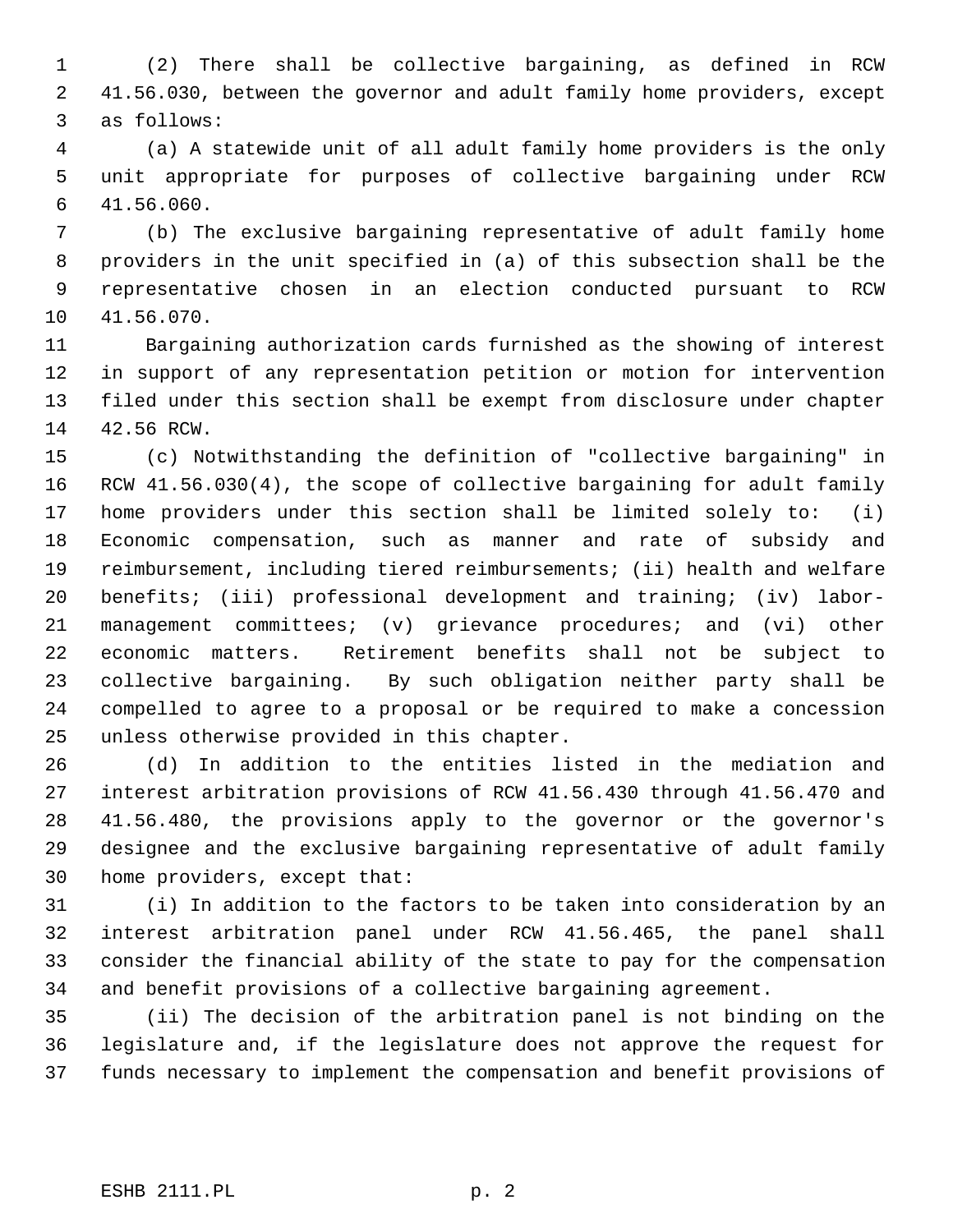(2) There shall be collective bargaining, as defined in RCW 41.56.030, between the governor and adult family home providers, except as follows:

(a) A statewide unit of all adult family home providers is the only unit appropriate for purposes of collective bargaining under RCW 41.56.060.

(b) The exclusive bargaining representative of adult family home providers in the unit specified in (a) of this subsection shall be the representative chosen in an election conducted pursuant to RCW 41.56.070.

Bargaining authorization cards furnished as the showing of interest in support of any representation petition or motion for intervention filed under this section shall be exempt from disclosure under chapter 42.56 RCW.

(c) Notwithstanding the definition of "collective bargaining" in RCW 41.56.030(4), the scope of collective bargaining for adult family home providers under this section shall be limited solely to: (i) Economic compensation, such as manner and rate of subsidy and reimbursement, including tiered reimbursements; (ii) health and welfare benefits; (iii) professional development and training; (iv) labor-management committees; (v) grievance procedures; and (vi) other economic matters. Retirement benefits shall not be subject to collective bargaining. By such obligation neither party shall be compelled to agree to a proposal or be required to make a concession unless otherwise provided in this chapter.

(d) In addition to the entities listed in the mediation and interest arbitration provisions of RCW 41.56.430 through 41.56.470 and 41.56.480, the provisions apply to the governor or the governor's designee and the exclusive bargaining representative of adult family home providers, except that:

(i) In addition to the factors to be taken into consideration by an interest arbitration panel under RCW 41.56.465, the panel shall consider the financial ability of the state to pay for the compensation and benefit provisions of a collective bargaining agreement.

(ii) The decision of the arbitration panel is not binding on the legislature and, if the legislature does not approve the request for funds necessary to implement the compensation and benefit provisions of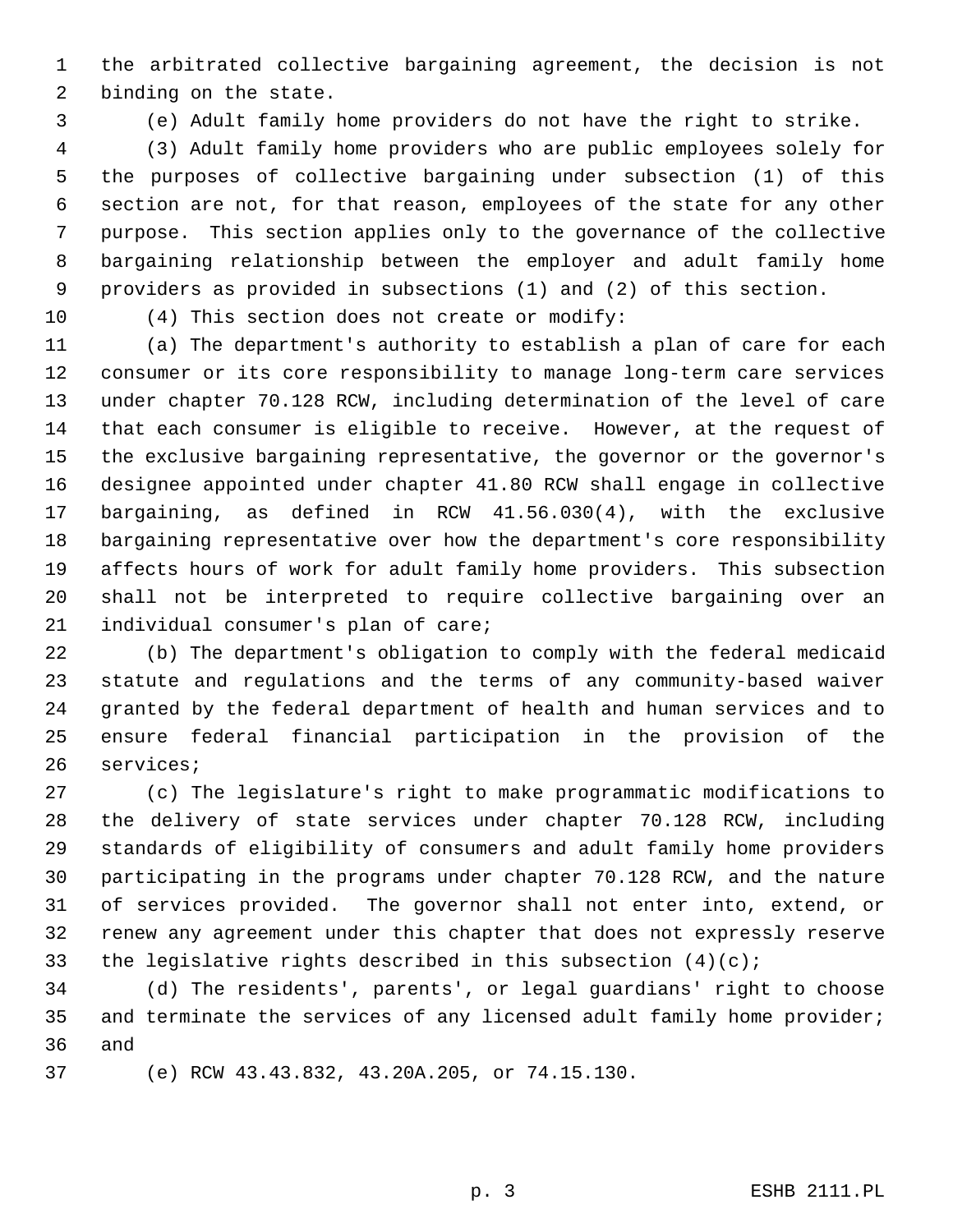the arbitrated collective bargaining agreement, the decision is not binding on the state.

(e) Adult family home providers do not have the right to strike.

(3) Adult family home providers who are public employees solely for the purposes of collective bargaining under subsection (1) of this section are not, for that reason, employees of the state for any other purpose. This section applies only to the governance of the collective bargaining relationship between the employer and adult family home providers as provided in subsections (1) and (2) of this section.

(4) This section does not create or modify:

(a) The department's authority to establish a plan of care for each consumer or its core responsibility to manage long-term care services under chapter 70.128 RCW, including determination of the level of care that each consumer is eligible to receive. However, at the request of the exclusive bargaining representative, the governor or the governor's designee appointed under chapter 41.80 RCW shall engage in collective bargaining, as defined in RCW 41.56.030(4), with the exclusive bargaining representative over how the department's core responsibility affects hours of work for adult family home providers. This subsection shall not be interpreted to require collective bargaining over an individual consumer's plan of care;

(b) The department's obligation to comply with the federal medicaid statute and regulations and the terms of any community-based waiver granted by the federal department of health and human services and to ensure federal financial participation in the provision of the services;

(c) The legislature's right to make programmatic modifications to the delivery of state services under chapter 70.128 RCW, including standards of eligibility of consumers and adult family home providers participating in the programs under chapter 70.128 RCW, and the nature of services provided. The governor shall not enter into, extend, or renew any agreement under this chapter that does not expressly reserve the legislative rights described in this subsection (4)(c);

(d) The residents', parents', or legal guardians' right to choose and terminate the services of any licensed adult family home provider; and

(e) RCW 43.43.832, 43.20A.205, or 74.15.130.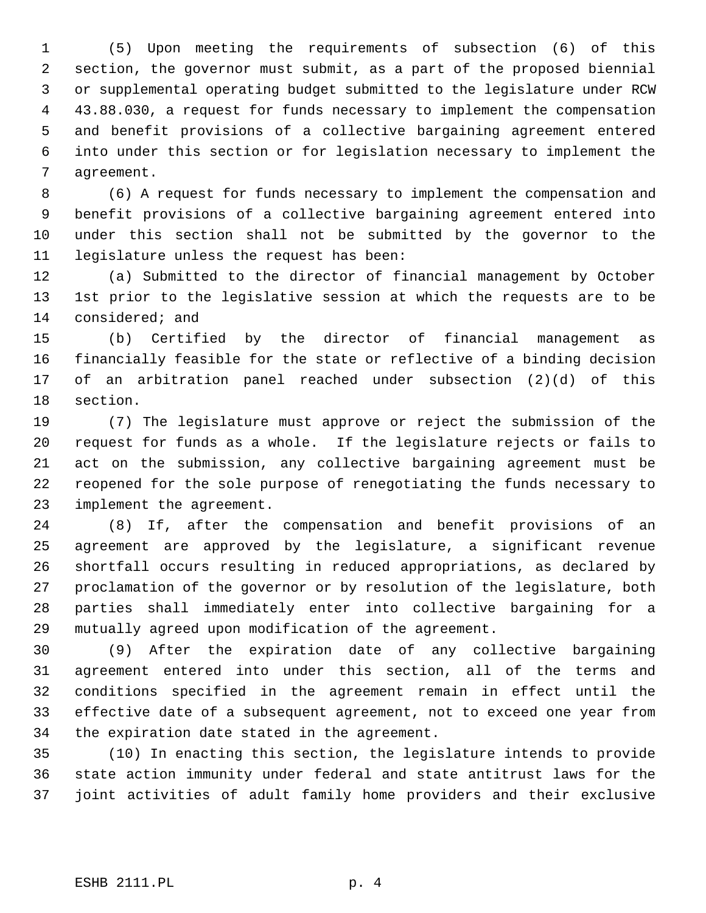(5) Upon meeting the requirements of subsection (6) of this section, the governor must submit, as a part of the proposed biennial or supplemental operating budget submitted to the legislature under RCW 43.88.030, a request for funds necessary to implement the compensation and benefit provisions of a collective bargaining agreement entered into under this section or for legislation necessary to implement the agreement.

(6) A request for funds necessary to implement the compensation and benefit provisions of a collective bargaining agreement entered into under this section shall not be submitted by the governor to the legislature unless the request has been:

(a) Submitted to the director of financial management by October 1st prior to the legislative session at which the requests are to be considered; and

(b) Certified by the director of financial management as financially feasible for the state or reflective of a binding decision of an arbitration panel reached under subsection (2)(d) of this section.

(7) The legislature must approve or reject the submission of the request for funds as a whole. If the legislature rejects or fails to act on the submission, any collective bargaining agreement must be reopened for the sole purpose of renegotiating the funds necessary to implement the agreement.

(8) If, after the compensation and benefit provisions of an agreement are approved by the legislature, a significant revenue shortfall occurs resulting in reduced appropriations, as declared by proclamation of the governor or by resolution of the legislature, both parties shall immediately enter into collective bargaining for a mutually agreed upon modification of the agreement.

(9) After the expiration date of any collective bargaining agreement entered into under this section, all of the terms and conditions specified in the agreement remain in effect until the effective date of a subsequent agreement, not to exceed one year from the expiration date stated in the agreement.

(10) In enacting this section, the legislature intends to provide state action immunity under federal and state antitrust laws for the joint activities of adult family home providers and their exclusive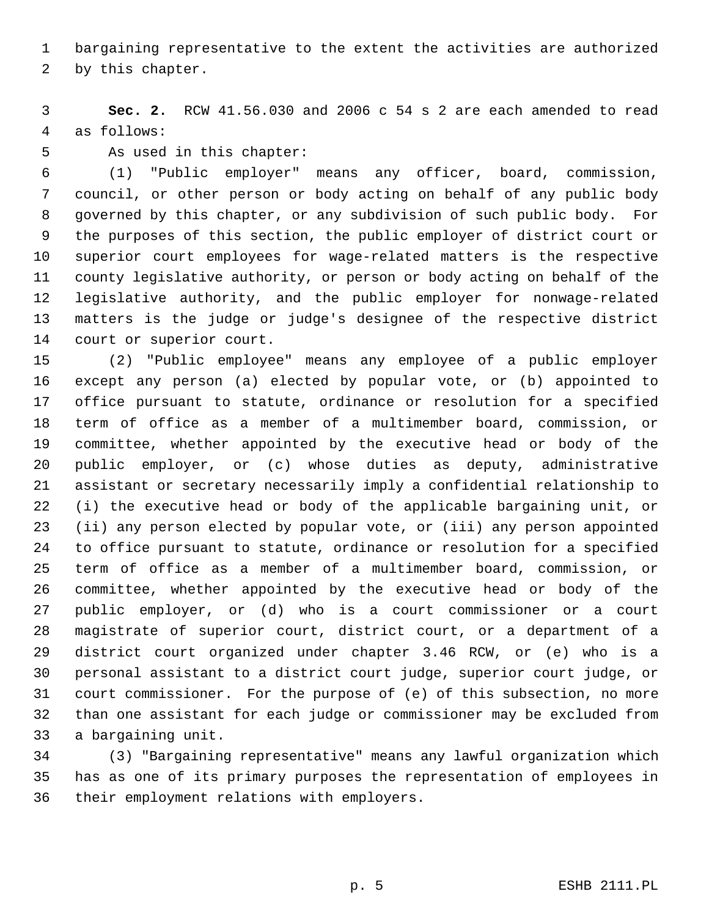bargaining representative to the extent the activities are authorized by this chapter.

**Sec. 2.** RCW 41.56.030 and 2006 c 54 s 2 are each amended to read as follows:

As used in this chapter:

(1) "Public employer" means any officer, board, commission, council, or other person or body acting on behalf of any public body governed by this chapter, or any subdivision of such public body. For the purposes of this section, the public employer of district court or superior court employees for wage-related matters is the respective county legislative authority, or person or body acting on behalf of the legislative authority, and the public employer for nonwage-related matters is the judge or judge's designee of the respective district court or superior court.

(2) "Public employee" means any employee of a public employer except any person (a) elected by popular vote, or (b) appointed to office pursuant to statute, ordinance or resolution for a specified term of office as a member of a multimember board, commission, or committee, whether appointed by the executive head or body of the public employer, or (c) whose duties as deputy, administrative assistant or secretary necessarily imply a confidential relationship to (i) the executive head or body of the applicable bargaining unit, or (ii) any person elected by popular vote, or (iii) any person appointed to office pursuant to statute, ordinance or resolution for a specified term of office as a member of a multimember board, commission, or committee, whether appointed by the executive head or body of the public employer, or (d) who is a court commissioner or a court magistrate of superior court, district court, or a department of a district court organized under chapter 3.46 RCW, or (e) who is a personal assistant to a district court judge, superior court judge, or court commissioner. For the purpose of (e) of this subsection, no more than one assistant for each judge or commissioner may be excluded from a bargaining unit.

(3) "Bargaining representative" means any lawful organization which has as one of its primary purposes the representation of employees in their employment relations with employers.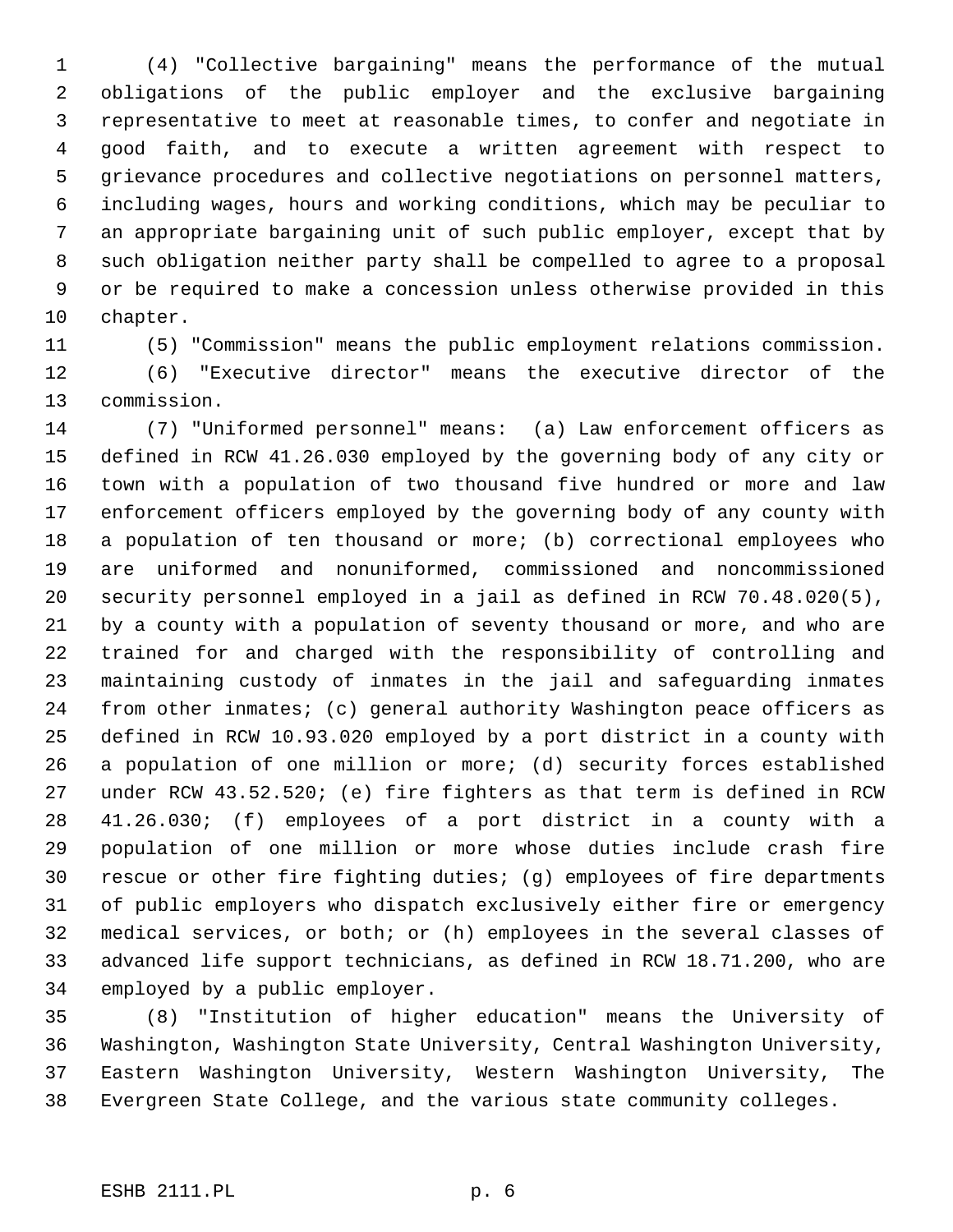(4) "Collective bargaining" means the performance of the mutual obligations of the public employer and the exclusive bargaining representative to meet at reasonable times, to confer and negotiate in good faith, and to execute a written agreement with respect to grievance procedures and collective negotiations on personnel matters, including wages, hours and working conditions, which may be peculiar to an appropriate bargaining unit of such public employer, except that by such obligation neither party shall be compelled to agree to a proposal or be required to make a concession unless otherwise provided in this chapter.

(5) "Commission" means the public employment relations commission.

(6) "Executive director" means the executive director of the commission.

(7) "Uniformed personnel" means: (a) Law enforcement officers as defined in RCW 41.26.030 employed by the governing body of any city or town with a population of two thousand five hundred or more and law enforcement officers employed by the governing body of any county with a population of ten thousand or more; (b) correctional employees who are uniformed and nonuniformed, commissioned and noncommissioned security personnel employed in a jail as defined in RCW 70.48.020(5), by a county with a population of seventy thousand or more, and who are trained for and charged with the responsibility of controlling and maintaining custody of inmates in the jail and safeguarding inmates from other inmates; (c) general authority Washington peace officers as defined in RCW 10.93.020 employed by a port district in a county with a population of one million or more; (d) security forces established under RCW 43.52.520; (e) fire fighters as that term is defined in RCW 41.26.030; (f) employees of a port district in a county with a population of one million or more whose duties include crash fire rescue or other fire fighting duties; (g) employees of fire departments of public employers who dispatch exclusively either fire or emergency medical services, or both; or (h) employees in the several classes of advanced life support technicians, as defined in RCW 18.71.200, who are employed by a public employer.

(8) "Institution of higher education" means the University of Washington, Washington State University, Central Washington University, Eastern Washington University, Western Washington University, The Evergreen State College, and the various state community colleges.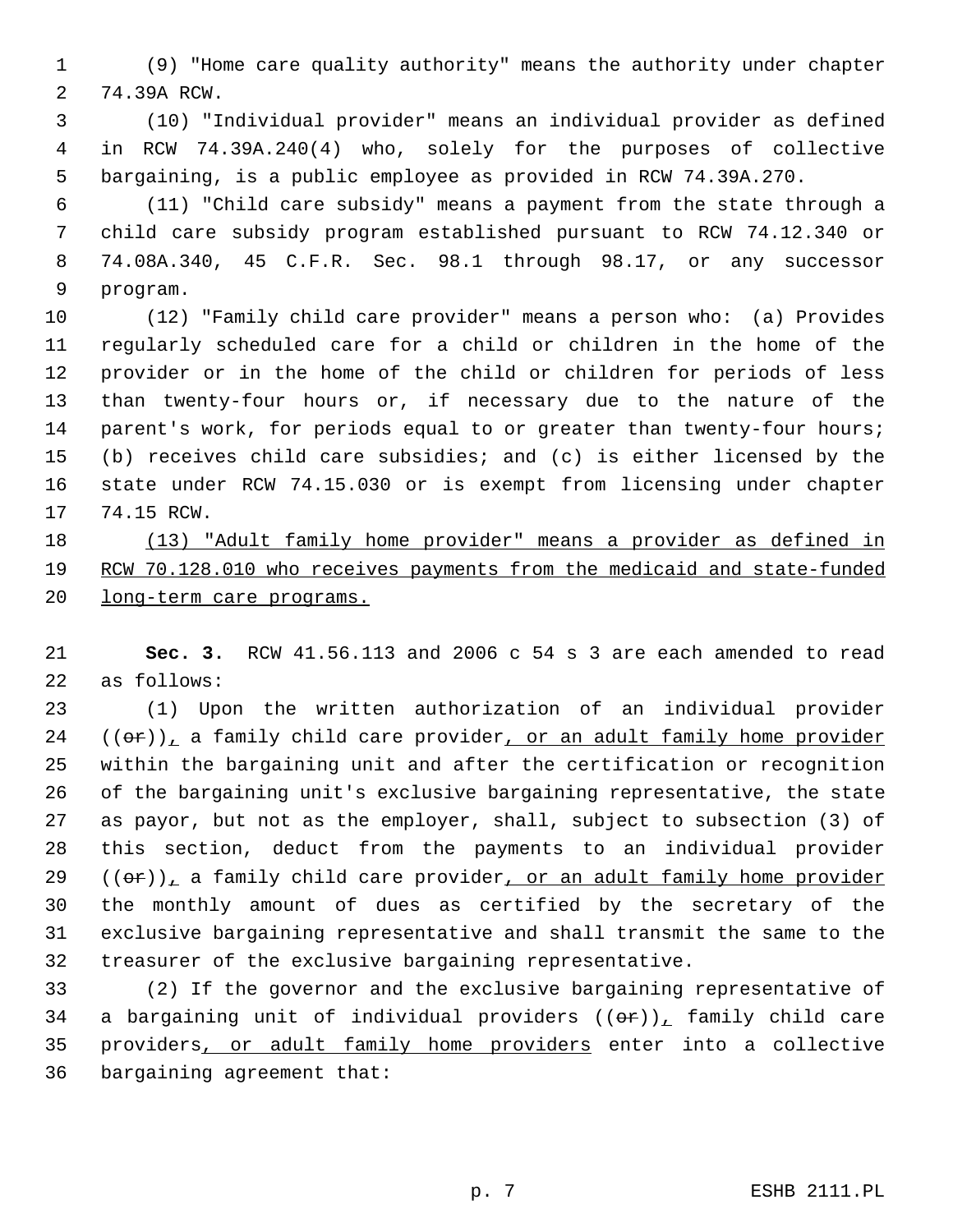(9) "Home care quality authority" means the authority under chapter 74.39A RCW.

(10) "Individual provider" means an individual provider as defined in RCW 74.39A.240(4) who, solely for the purposes of collective bargaining, is a public employee as provided in RCW 74.39A.270.

(11) "Child care subsidy" means a payment from the state through a child care subsidy program established pursuant to RCW 74.12.340 or 74.08A.340, 45 C.F.R. Sec. 98.1 through 98.17, or any successor program.

(12) "Family child care provider" means a person who: (a) Provides regularly scheduled care for a child or children in the home of the provider or in the home of the child or children for periods of less than twenty-four hours or, if necessary due to the nature of the parent's work, for periods equal to or greater than twenty-four hours; (b) receives child care subsidies; and (c) is either licensed by the state under RCW 74.15.030 or is exempt from licensing under chapter 74.15 RCW.

<u>(13) "Adult family home provider" means a provider as defined in RCW 70.128.010 who receives payments from the medicaid and state-funded long-term care programs.</u>

**Sec. 3.** RCW 41.56.113 and 2006 c 54 s 3 are each amended to read as follows:

(1) Upon the written authorization of an individual provider ((~~or~~))<u>,</u> a family child care provider<u>, or an adult family home provider</u> within the bargaining unit and after the certification or recognition of the bargaining unit's exclusive bargaining representative, the state as payor, but not as the employer, shall, subject to subsection (3) of this section, deduct from the payments to an individual provider ((~~or~~))<u>,</u> a family child care provider<u>, or an adult family home provider</u> the monthly amount of dues as certified by the secretary of the exclusive bargaining representative and shall transmit the same to the treasurer of the exclusive bargaining representative.

(2) If the governor and the exclusive bargaining representative of a bargaining unit of individual providers ((~~or~~))<u>,</u> family child care providers<u>, or adult family home providers</u> enter into a collective bargaining agreement that: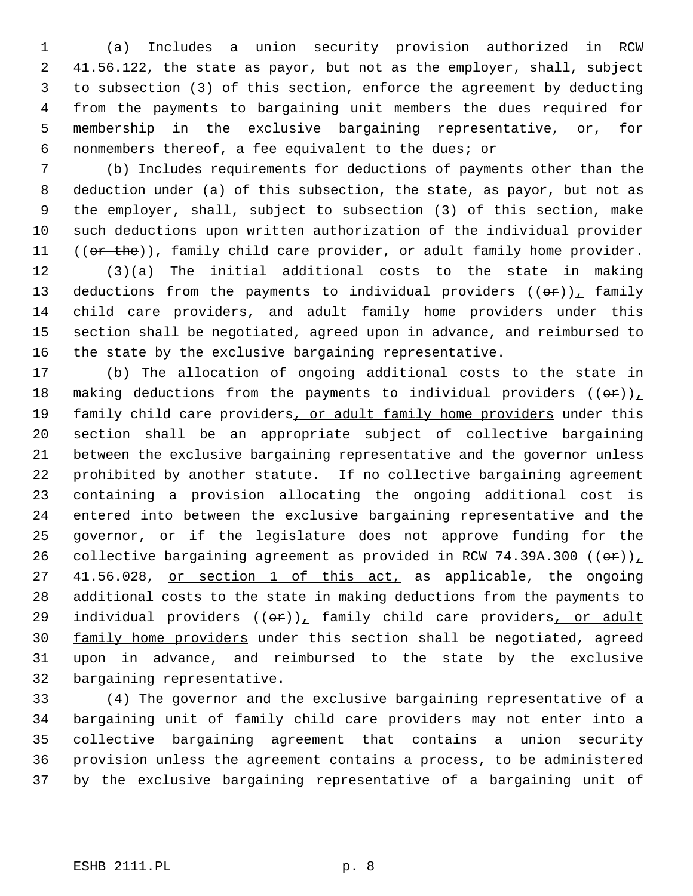(a) Includes a union security provision authorized in RCW 41.56.122, the state as payor, but not as the employer, shall, subject to subsection (3) of this section, enforce the agreement by deducting from the payments to bargaining unit members the dues required for membership in the exclusive bargaining representative, or, for nonmembers thereof, a fee equivalent to the dues; or

(b) Includes requirements for deductions of payments other than the deduction under (a) of this subsection, the state, as payor, but not as the employer, shall, subject to subsection (3) of this section, make such deductions upon written authorization of the individual provider ((~~or the~~)), family child care provider, or adult family home provider.

(3)(a) The initial additional costs to the state in making deductions from the payments to individual providers ((~~or~~)), family child care providers, and adult family home providers under this section shall be negotiated, agreed upon in advance, and reimbursed to the state by the exclusive bargaining representative.

(b) The allocation of ongoing additional costs to the state in making deductions from the payments to individual providers ((~~or~~)), family child care providers, or adult family home providers under this section shall be an appropriate subject of collective bargaining between the exclusive bargaining representative and the governor unless prohibited by another statute. If no collective bargaining agreement containing a provision allocating the ongoing additional cost is entered into between the exclusive bargaining representative and the governor, or if the legislature does not approve funding for the collective bargaining agreement as provided in RCW 74.39A.300 ((~~or~~)), 41.56.028, or section 1 of this act, as applicable, the ongoing additional costs to the state in making deductions from the payments to individual providers ((~~or~~)), family child care providers, or adult family home providers under this section shall be negotiated, agreed upon in advance, and reimbursed to the state by the exclusive bargaining representative.

(4) The governor and the exclusive bargaining representative of a bargaining unit of family child care providers may not enter into a collective bargaining agreement that contains a union security provision unless the agreement contains a process, to be administered by the exclusive bargaining representative of a bargaining unit of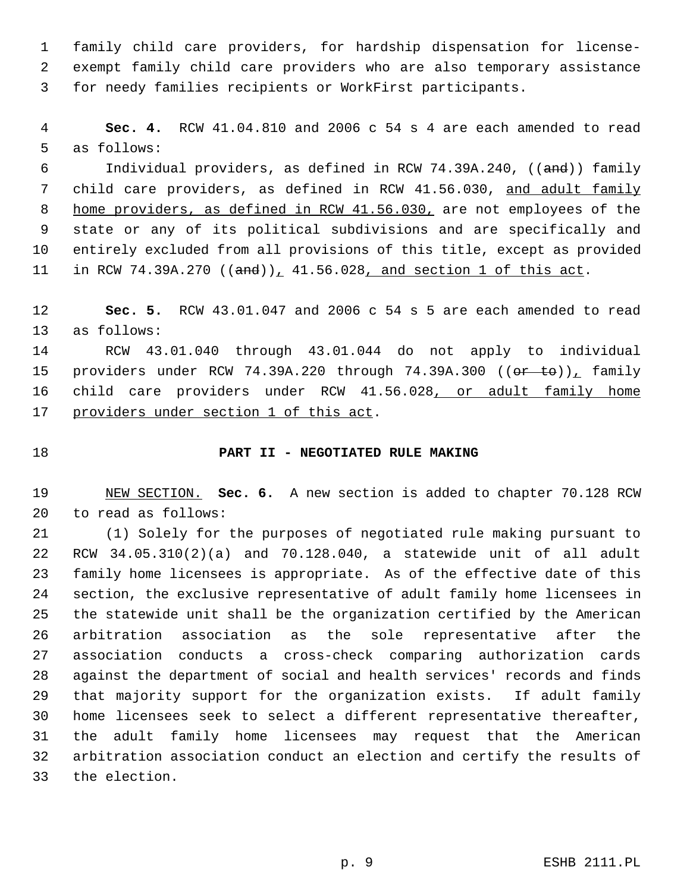family child care providers, for hardship dispensation for license-exempt family child care providers who are also temporary assistance for needy families recipients or WorkFirst participants.

**Sec. 4.** RCW 41.04.810 and 2006 c 54 s 4 are each amended to read as follows:

Individual providers, as defined in RCW 74.39A.240, ((~~and~~)) family child care providers, as defined in RCW 41.56.030, <u>and adult family home providers, as defined in RCW 41.56.030,</u> are not employees of the state or any of its political subdivisions and are specifically and entirely excluded from all provisions of this title, except as provided in RCW 74.39A.270 ((~~and~~))<u>,</u> 41.56.028<u>, and section 1 of this act</u>.

**Sec. 5.** RCW 43.01.047 and 2006 c 54 s 5 are each amended to read as follows:

RCW 43.01.040 through 43.01.044 do not apply to individual providers under RCW 74.39A.220 through 74.39A.300 ((~~or to~~))<u>,</u> family child care providers under RCW 41.56.028<u>, or adult family home providers under section 1 of this act</u>.

**PART II - NEGOTIATED RULE MAKING**

<u>NEW SECTION.</u> **Sec. 6.** A new section is added to chapter 70.128 RCW to read as follows:

(1) Solely for the purposes of negotiated rule making pursuant to RCW 34.05.310(2)(a) and 70.128.040, a statewide unit of all adult family home licensees is appropriate. As of the effective date of this section, the exclusive representative of adult family home licensees in the statewide unit shall be the organization certified by the American arbitration association as the sole representative after the association conducts a cross-check comparing authorization cards against the department of social and health services' records and finds that majority support for the organization exists. If adult family home licensees seek to select a different representative thereafter, the adult family home licensees may request that the American arbitration association conduct an election and certify the results of the election.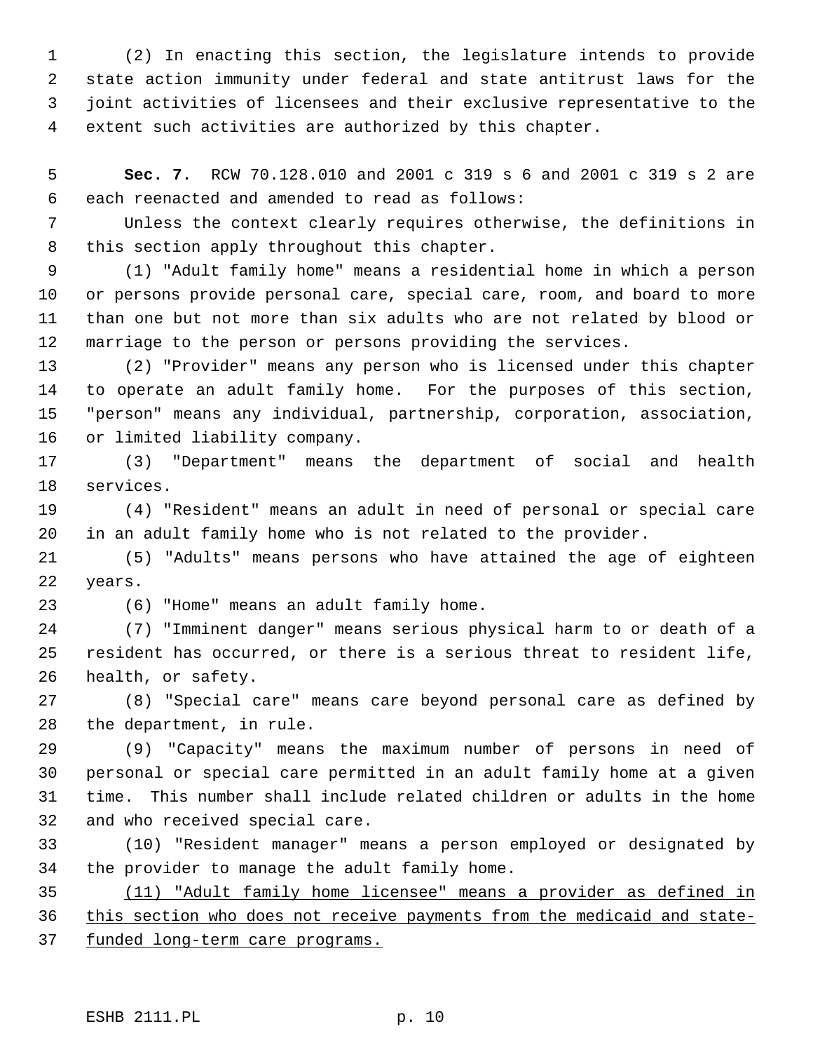(2) In enacting this section, the legislature intends to provide state action immunity under federal and state antitrust laws for the joint activities of licensees and their exclusive representative to the extent such activities are authorized by this chapter.

**Sec. 7.** RCW 70.128.010 and 2001 c 319 s 6 and 2001 c 319 s 2 are each reenacted and amended to read as follows:

Unless the context clearly requires otherwise, the definitions in this section apply throughout this chapter.

(1) "Adult family home" means a residential home in which a person or persons provide personal care, special care, room, and board to more than one but not more than six adults who are not related by blood or marriage to the person or persons providing the services.

(2) "Provider" means any person who is licensed under this chapter to operate an adult family home. For the purposes of this section, "person" means any individual, partnership, corporation, association, or limited liability company.

(3) "Department" means the department of social and health services.

(4) "Resident" means an adult in need of personal or special care in an adult family home who is not related to the provider.

(5) "Adults" means persons who have attained the age of eighteen years.

(6) "Home" means an adult family home.

(7) "Imminent danger" means serious physical harm to or death of a resident has occurred, or there is a serious threat to resident life, health, or safety.

(8) "Special care" means care beyond personal care as defined by the department, in rule.

(9) "Capacity" means the maximum number of persons in need of personal or special care permitted in an adult family home at a given time. This number shall include related children or adults in the home and who received special care.

(10) "Resident manager" means a person employed or designated by the provider to manage the adult family home.

<u>(11) "Adult family home licensee" means a provider as defined in this section who does not receive payments from the medicaid and state-funded long-term care programs.</u>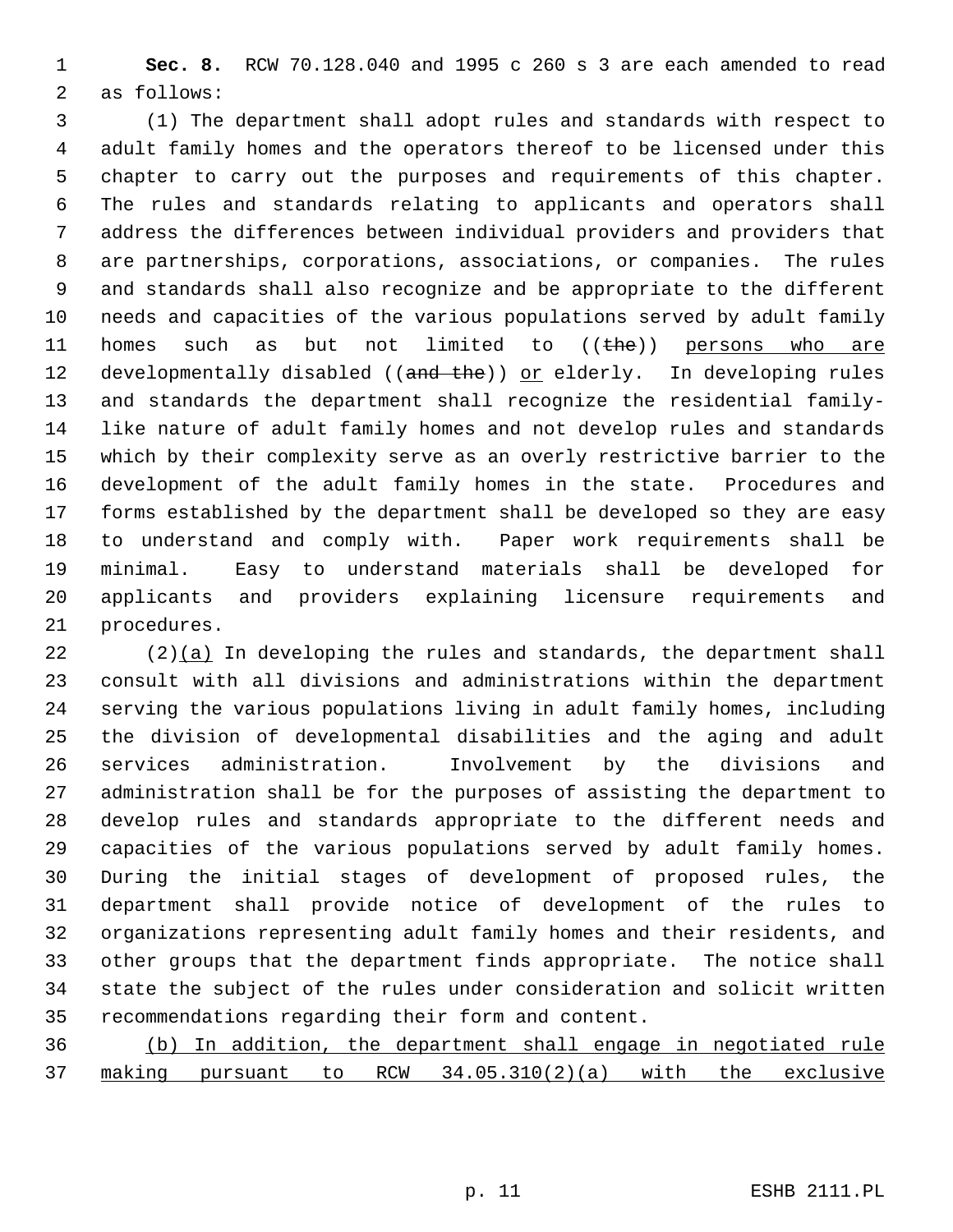**Sec. 8.** RCW 70.128.040 and 1995 c 260 s 3 are each amended to read as follows:

(1) The department shall adopt rules and standards with respect to adult family homes and the operators thereof to be licensed under this chapter to carry out the purposes and requirements of this chapter. The rules and standards relating to applicants and operators shall address the differences between individual providers and providers that are partnerships, corporations, associations, or companies. The rules and standards shall also recognize and be appropriate to the different needs and capacities of the various populations served by adult family homes such as but not limited to ((~~the~~)) <u>persons who are</u> developmentally disabled ((~~and the~~)) <u>or</u> elderly. In developing rules and standards the department shall recognize the residential family-like nature of adult family homes and not develop rules and standards which by their complexity serve as an overly restrictive barrier to the development of the adult family homes in the state. Procedures and forms established by the department shall be developed so they are easy to understand and comply with. Paper work requirements shall be minimal. Easy to understand materials shall be developed for applicants and providers explaining licensure requirements and procedures.

(2)<u>(a)</u> In developing the rules and standards, the department shall consult with all divisions and administrations within the department serving the various populations living in adult family homes, including the division of developmental disabilities and the aging and adult services administration. Involvement by the divisions and administration shall be for the purposes of assisting the department to develop rules and standards appropriate to the different needs and capacities of the various populations served by adult family homes. During the initial stages of development of proposed rules, the department shall provide notice of development of the rules to organizations representing adult family homes and their residents, and other groups that the department finds appropriate. The notice shall state the subject of the rules under consideration and solicit written recommendations regarding their form and content.

<u>(b) In addition, the department shall engage in negotiated rule making pursuant to RCW 34.05.310(2)(a) with the exclusive</u>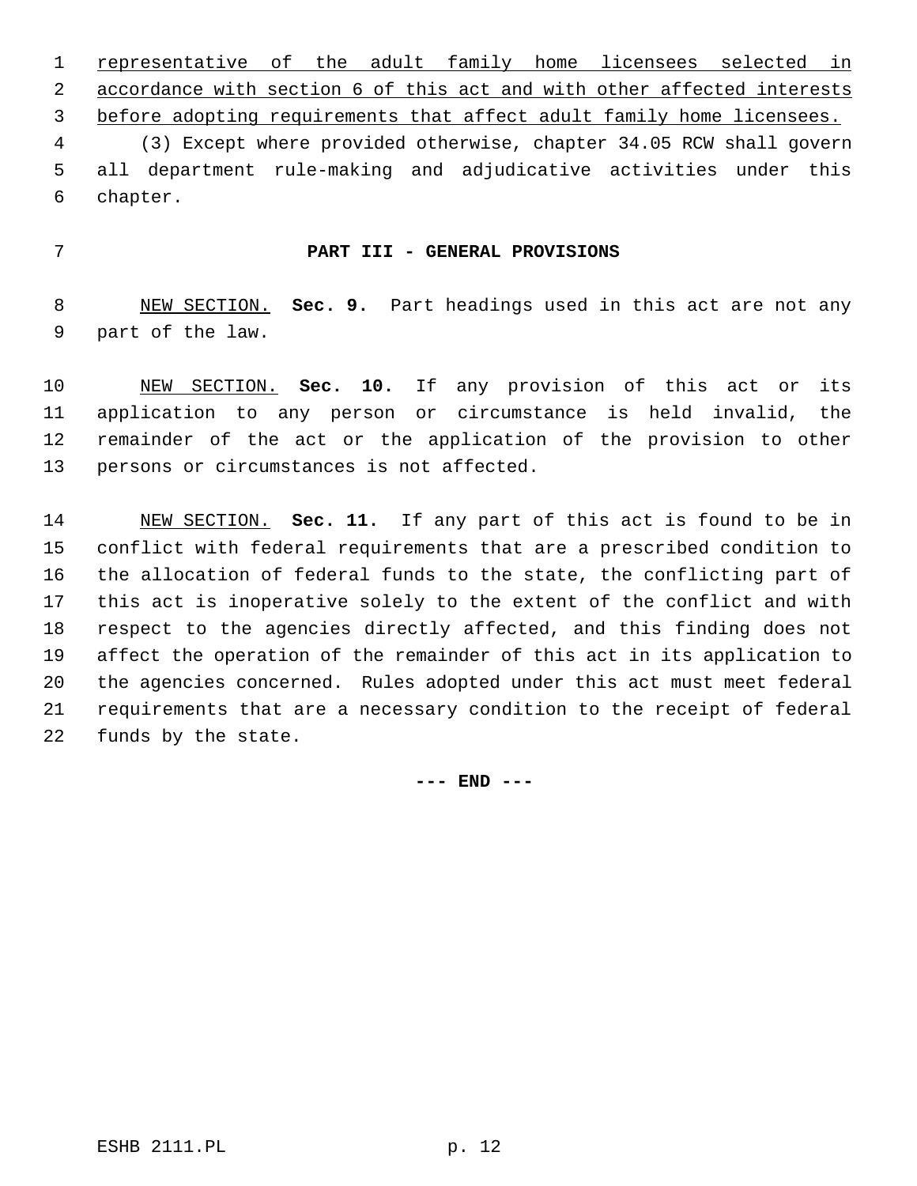representative of the adult family home licensees selected in accordance with section 6 of this act and with other affected interests before adopting requirements that affect adult family home licensees.

(3) Except where provided otherwise, chapter 34.05 RCW shall govern all department rule-making and adjudicative activities under this chapter.

**PART III - GENERAL PROVISIONS**

NEW SECTION. **Sec. 9.** Part headings used in this act are not any part of the law.

NEW SECTION. **Sec. 10.** If any provision of this act or its application to any person or circumstance is held invalid, the remainder of the act or the application of the provision to other persons or circumstances is not affected.

NEW SECTION. **Sec. 11.** If any part of this act is found to be in conflict with federal requirements that are a prescribed condition to the allocation of federal funds to the state, the conflicting part of this act is inoperative solely to the extent of the conflict and with respect to the agencies directly affected, and this finding does not affect the operation of the remainder of this act in its application to the agencies concerned. Rules adopted under this act must meet federal requirements that are a necessary condition to the receipt of federal funds by the state.

**--- END ---**